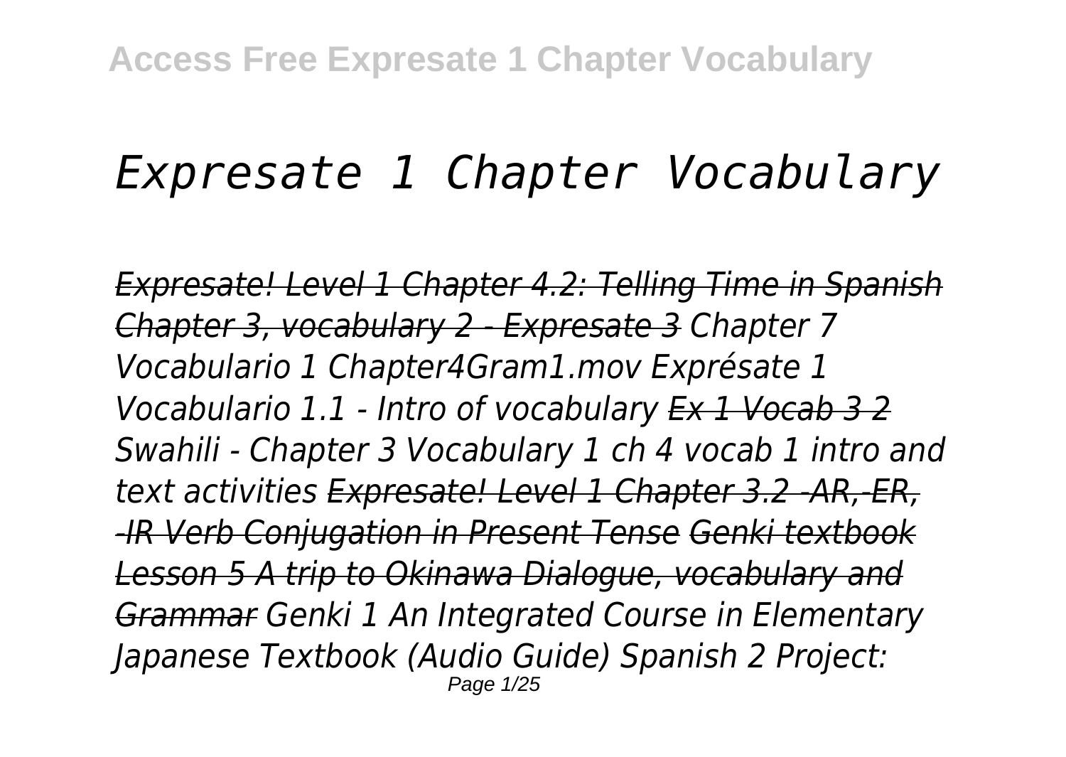# *Expresate 1 Chapter Vocabulary*

*~~Expresate! Level 1 Chapter 4.2: Telling Time in Spanish~~ ~~Chapter 3, vocabulary 2 - Expresate 3~~ Chapter 7 Vocabulario 1 Chapter4Gram1.mov Exprésate 1 Vocabulario 1.1 - Intro of vocabulary ~~Ex 1 Vocab 3 2~~ Swahili - Chapter 3 Vocabulary 1 ch 4 vocab 1 intro and text activities ~~Expresate! Level 1 Chapter 3.2 -AR,-ER, -IR Verb Conjugation in Present Tense~~ ~~Genki textbook Lesson 5 A trip to Okinawa Dialogue, vocabulary and Grammar~~ Genki 1 An Integrated Course in Elementary Japanese Textbook (Audio Guide) Spanish 2 Project:*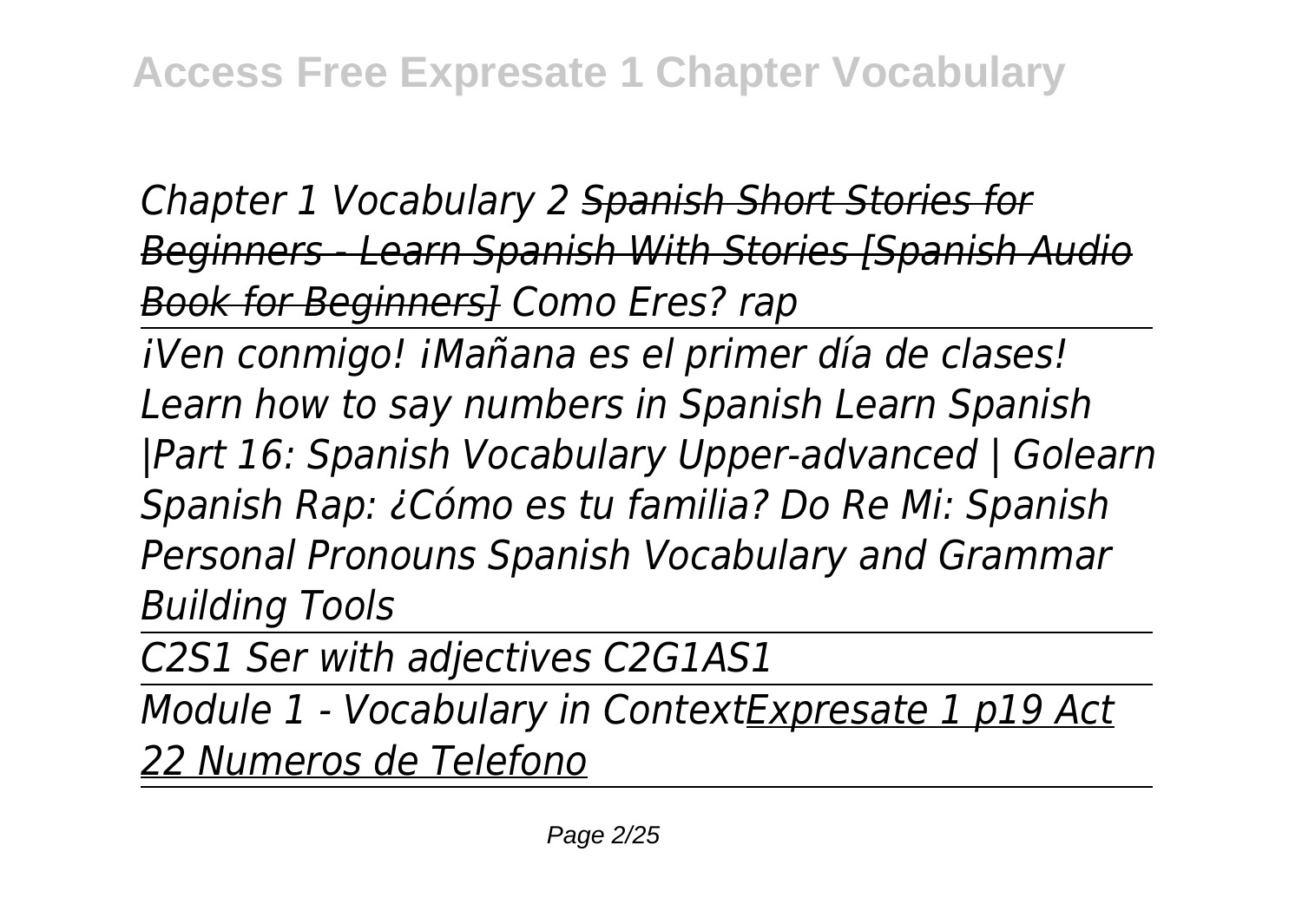*Chapter 1 Vocabulary 2 ~~Spanish Short Stories for Beginners - Learn Spanish With Stories [Spanish Audio Book for Beginners]~~ Como Eres? rap*

---

*¡Ven conmigo! ¡Mañana es el primer día de clases! Learn how to say numbers in Spanish Learn Spanish |Part 16: Spanish Vocabulary Upper-advanced | Golearn Spanish Rap: ¿Cómo es tu familia? Do Re Mi: Spanish Personal Pronouns Spanish Vocabulary and Grammar Building Tools*

---

*C2S1 Ser with adjectives C2G1AS1*

---

*Module 1 - Vocabulary in Context*<u>*Expresate 1 p19 Act 22 Numeros de Telefono*</u>

---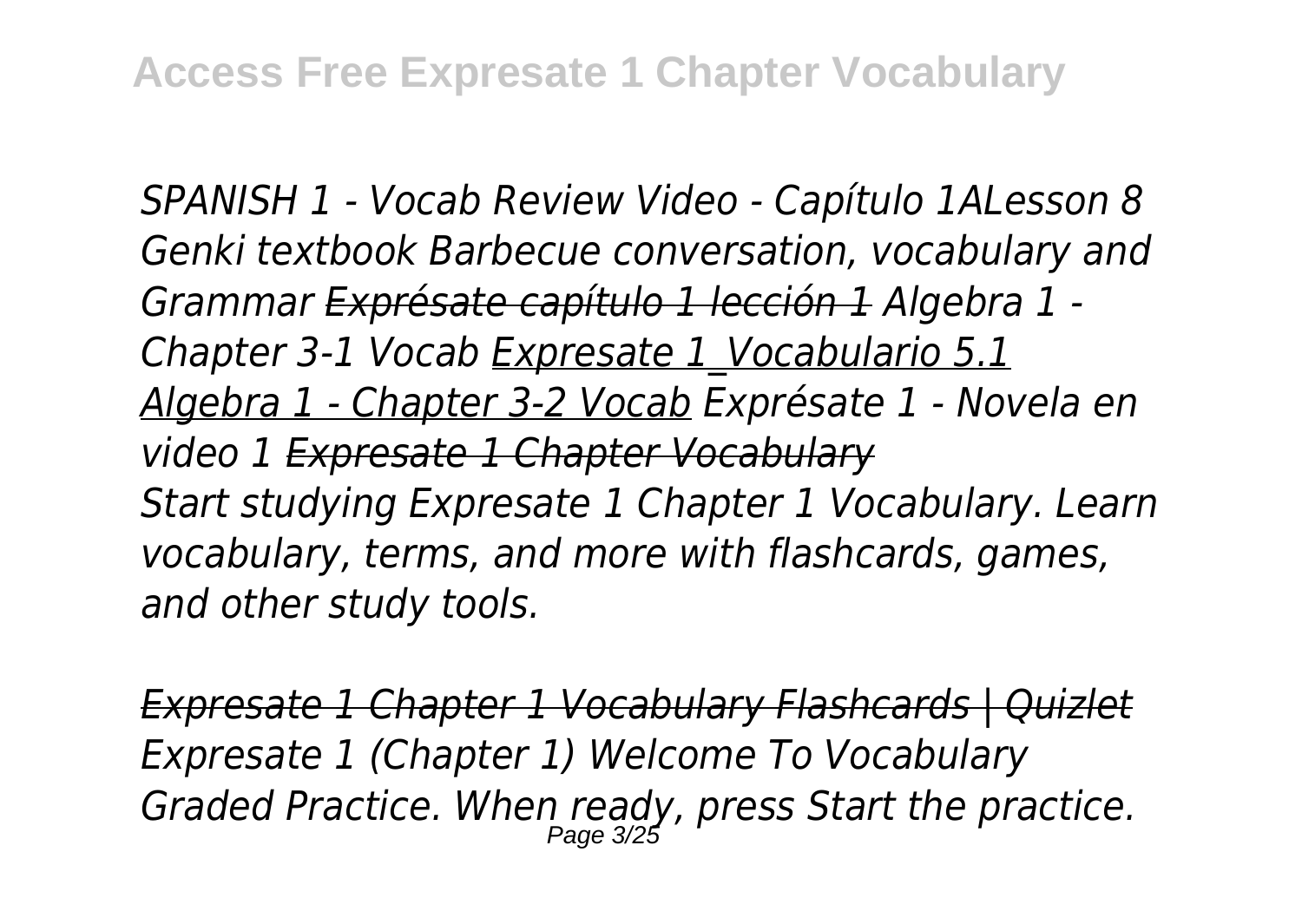*SPANISH 1 - Vocab Review Video - Capítulo 1ALesson 8 Genki textbook Barbecue conversation, vocabulary and Grammar ~~Exprésate capítulo 1 lección 1~~ Algebra 1 - Chapter 3-1 Vocab Expresate 1_Vocabulario 5.1 Algebra 1 - Chapter 3-2 Vocab Exprésate 1 - Novela en video 1 ~~Expresate 1 Chapter Vocabulary~~*

*Start studying Expresate 1 Chapter 1 Vocabulary. Learn vocabulary, terms, and more with flashcards, games, and other study tools.*

*~~Expresate 1 Chapter 1 Vocabulary Flashcards | Quizlet~~*

*Expresate 1 (Chapter 1) Welcome To Vocabulary Graded Practice. When ready, press Start the practice.*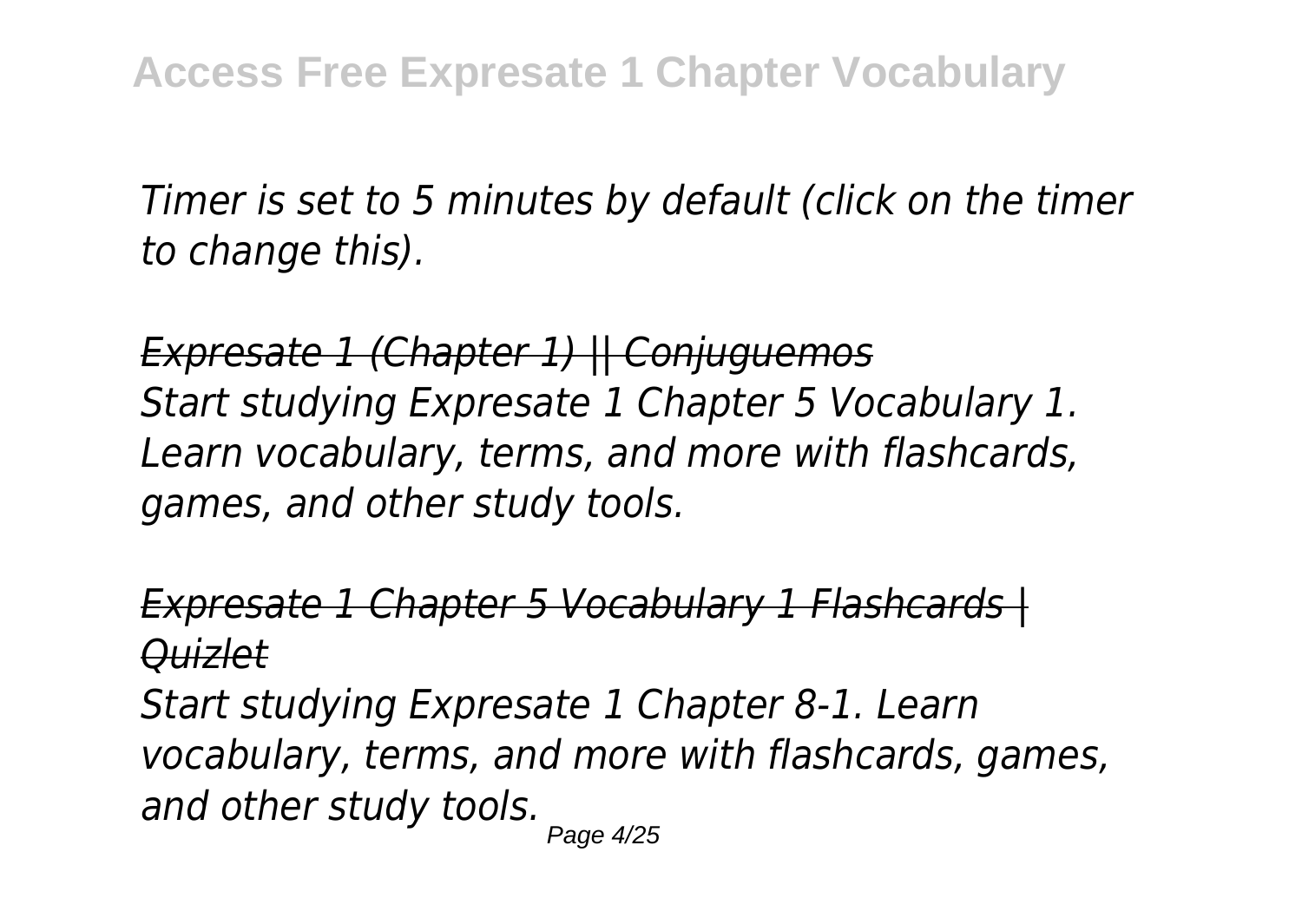*Timer is set to 5 minutes by default (click on the timer to change this).*

*Expresate 1 (Chapter 1) || Conjuguemos*

*Start studying Expresate 1 Chapter 5 Vocabulary 1. Learn vocabulary, terms, and more with flashcards, games, and other study tools.*

*Expresate 1 Chapter 5 Vocabulary 1 Flashcards | Quizlet*

*Start studying Expresate 1 Chapter 8-1. Learn vocabulary, terms, and more with flashcards, games, and other study tools.*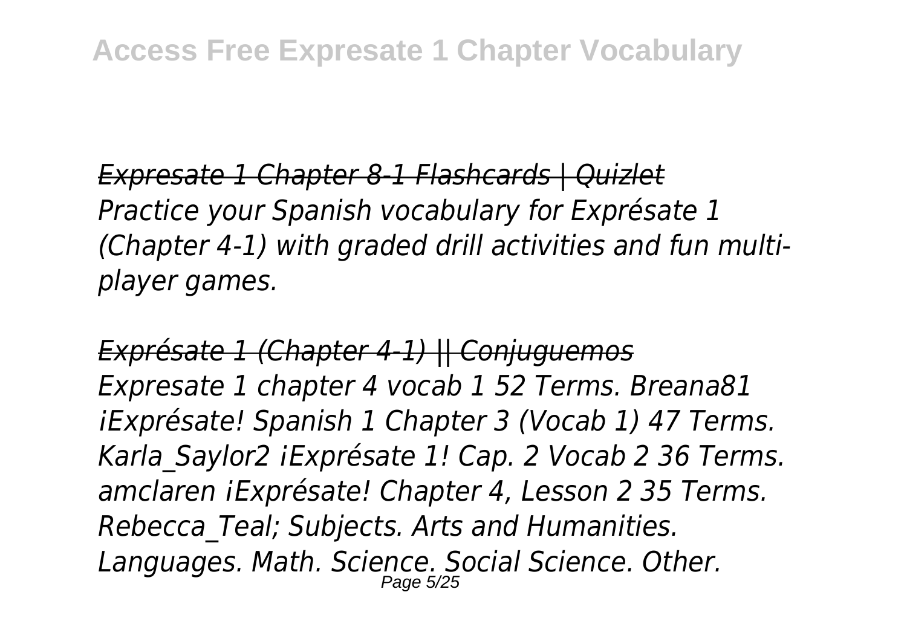*Expresate 1 Chapter 8-1 Flashcards | Quizlet*
*Practice your Spanish vocabulary for Exprésate 1 (Chapter 4-1) with graded drill activities and fun multi-player games.*

*Exprésate 1 (Chapter 4-1) || Conjuguemos*
*Expresate 1 chapter 4 vocab 1 52 Terms. Breana81 ¡Exprésate! Spanish 1 Chapter 3 (Vocab 1) 47 Terms. Karla_Saylor2 ¡Exprésate 1! Cap. 2 Vocab 2 36 Terms. amclaren ¡Exprésate! Chapter 4, Lesson 2 35 Terms. Rebecca_Teal; Subjects. Arts and Humanities. Languages. Math. Science. Social Science. Other.*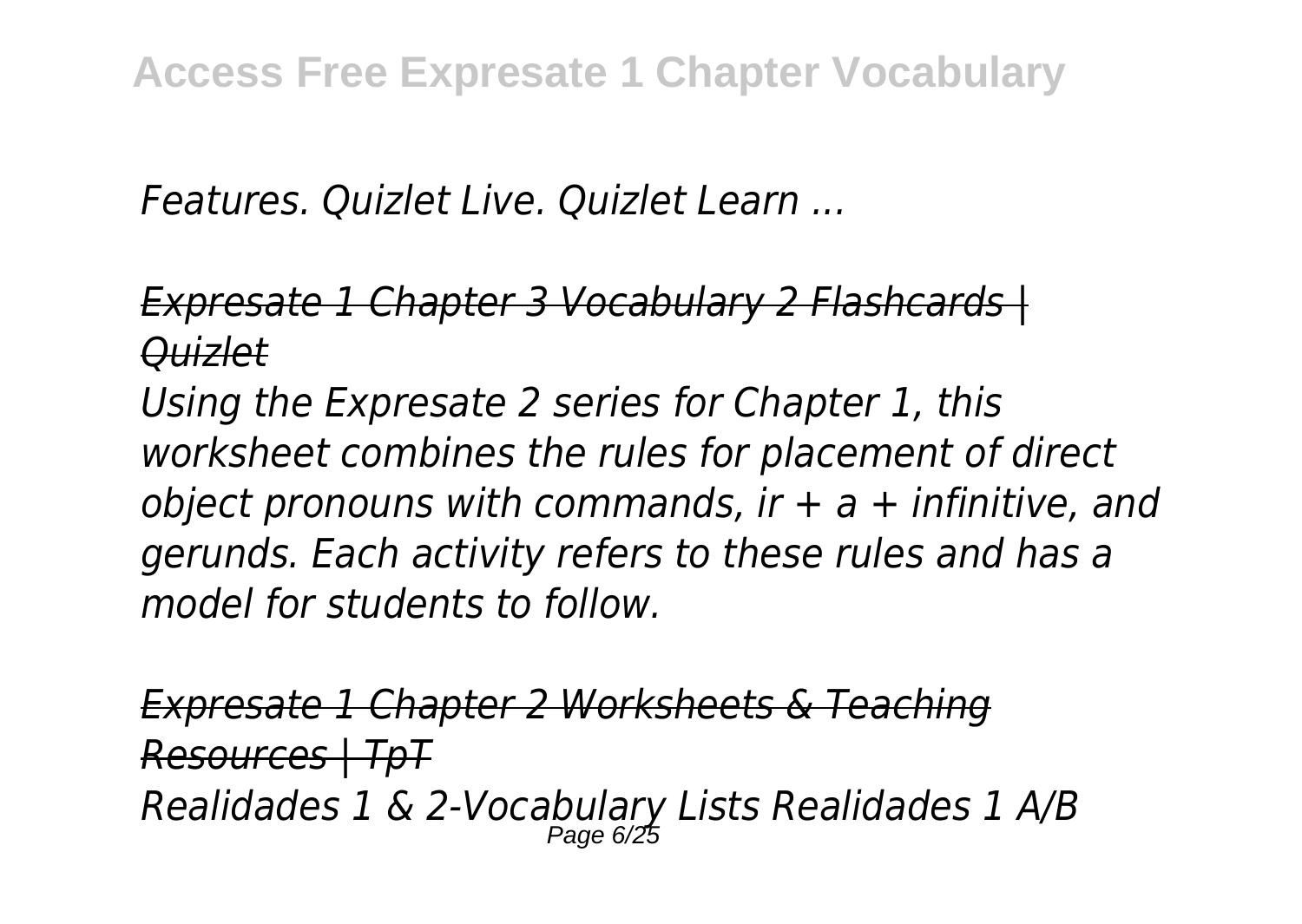*Features. Quizlet Live. Quizlet Learn ...*

*Expresate 1 Chapter 3 Vocabulary 2 Flashcards | Quizlet*

*Using the Expresate 2 series for Chapter 1, this worksheet combines the rules for placement of direct object pronouns with commands, ir + a + infinitive, and gerunds. Each activity refers to these rules and has a model for students to follow.*

*Expresate 1 Chapter 2 Worksheets & Teaching Resources | TpT*

*Realidades 1 & 2-Vocabulary Lists Realidades 1 A/B*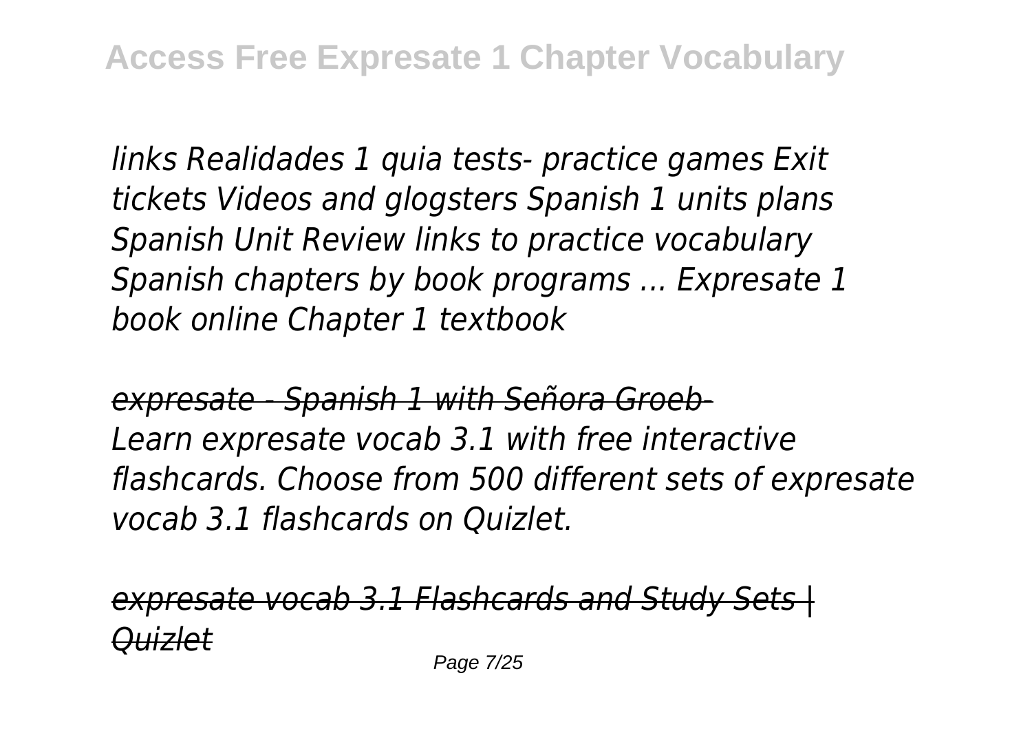*links Realidades 1 quia tests- practice games Exit tickets Videos and glogsters Spanish 1 units plans Spanish Unit Review links to practice vocabulary Spanish chapters by book programs ... Expresate 1 book online Chapter 1 textbook*

*expresate - Spanish 1 with Señora Groeb-*

*Learn expresate vocab 3.1 with free interactive flashcards. Choose from 500 different sets of expresate vocab 3.1 flashcards on Quizlet.*

*expresate vocab 3.1 Flashcards and Study Sets | Quizlet*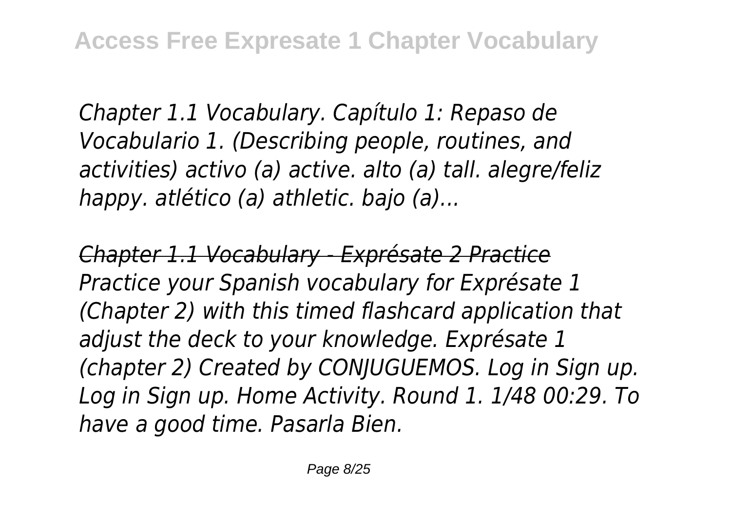*Chapter 1.1 Vocabulary. Capítulo 1: Repaso de Vocabulario 1. (Describing people, routines, and activities) activo (a) active. alto (a) tall. alegre/feliz happy. atlético (a) athletic. bajo (a)...*

*Chapter 1.1 Vocabulary - Exprésate 2 Practice*

*Practice your Spanish vocabulary for Exprésate 1 (Chapter 2) with this timed flashcard application that adjust the deck to your knowledge. Exprésate 1 (chapter 2) Created by CONJUGUEMOS. Log in Sign up. Log in Sign up. Home Activity. Round 1. 1/48 00:29. To have a good time. Pasarla Bien.*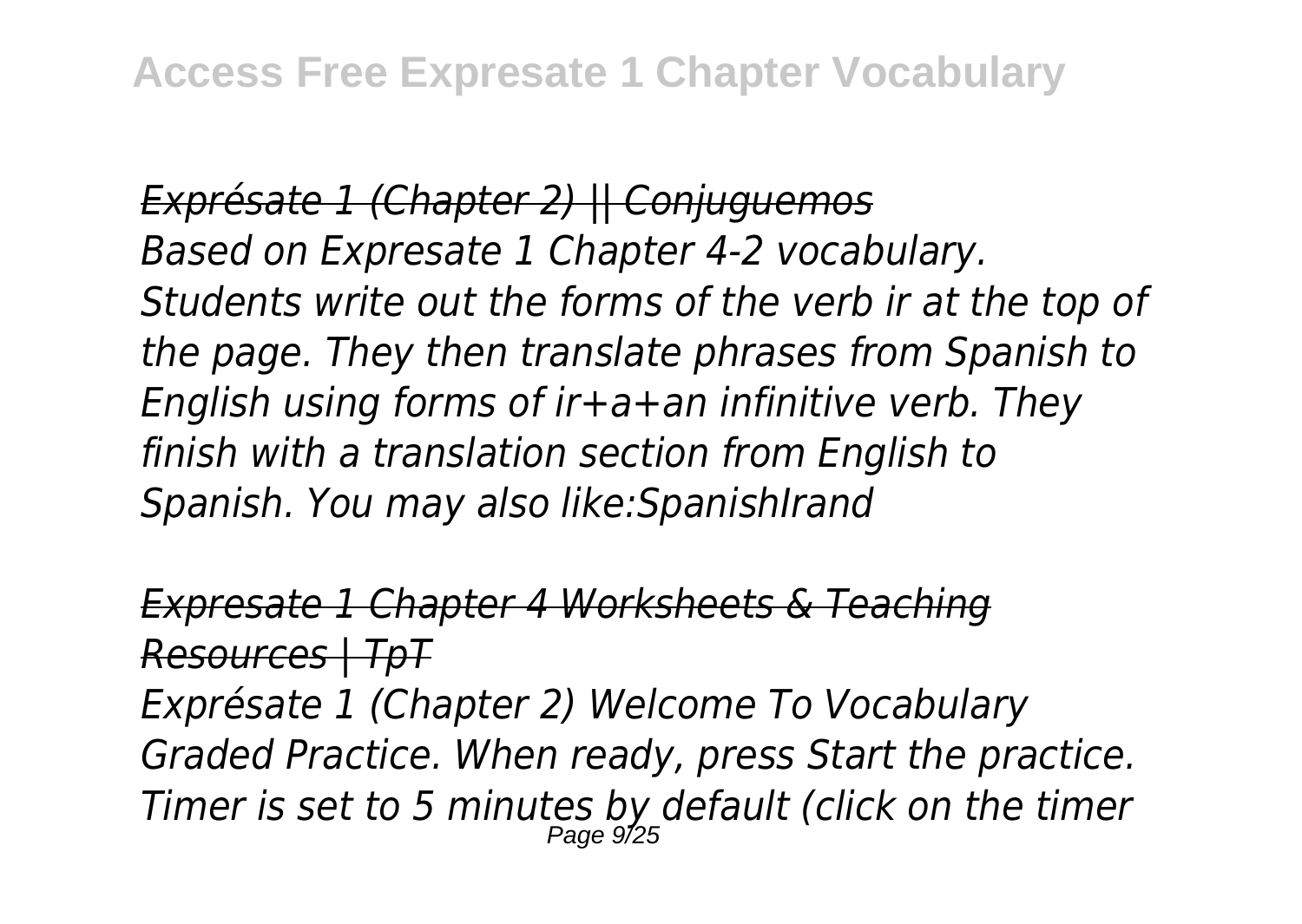*Exprésate 1 (Chapter 2) || Conjuguemos*

*Based on Expresate 1 Chapter 4-2 vocabulary. Students write out the forms of the verb ir at the top of the page. They then translate phrases from Spanish to English using forms of ir+a+an infinitive verb. They finish with a translation section from English to Spanish. You may also like:SpanishIrand*

*Expresate 1 Chapter 4 Worksheets & Teaching Resources | TpT*

*Exprésate 1 (Chapter 2) Welcome To Vocabulary Graded Practice. When ready, press Start the practice. Timer is set to 5 minutes by default (click on the timer*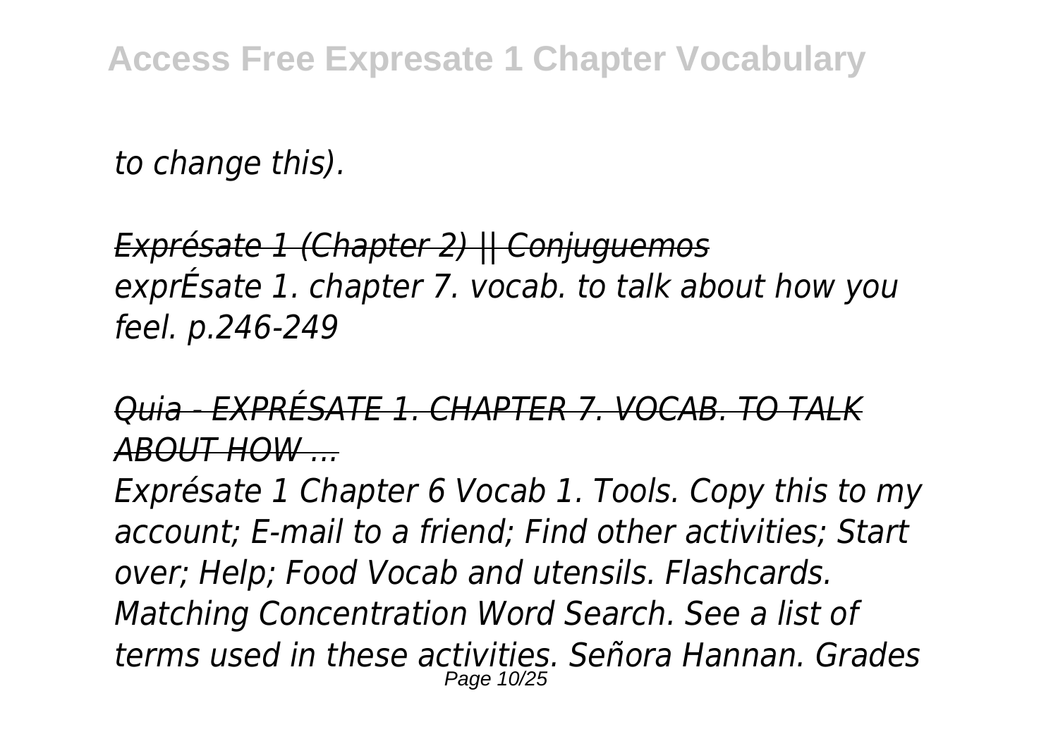*to change this).*

*Exprésate 1 (Chapter 2) || Conjuguemos*
*exprÉsate 1. chapter 7. vocab. to talk about how you feel. p.246-249*

*Quia - EXPRÉSATE 1. CHAPTER 7. VOCAB. TO TALK ABOUT HOW ...*

*Exprésate 1 Chapter 6 Vocab 1. Tools. Copy this to my account; E-mail to a friend; Find other activities; Start over; Help; Food Vocab and utensils. Flashcards. Matching Concentration Word Search. See a list of terms used in these activities. Señora Hannan. Grades*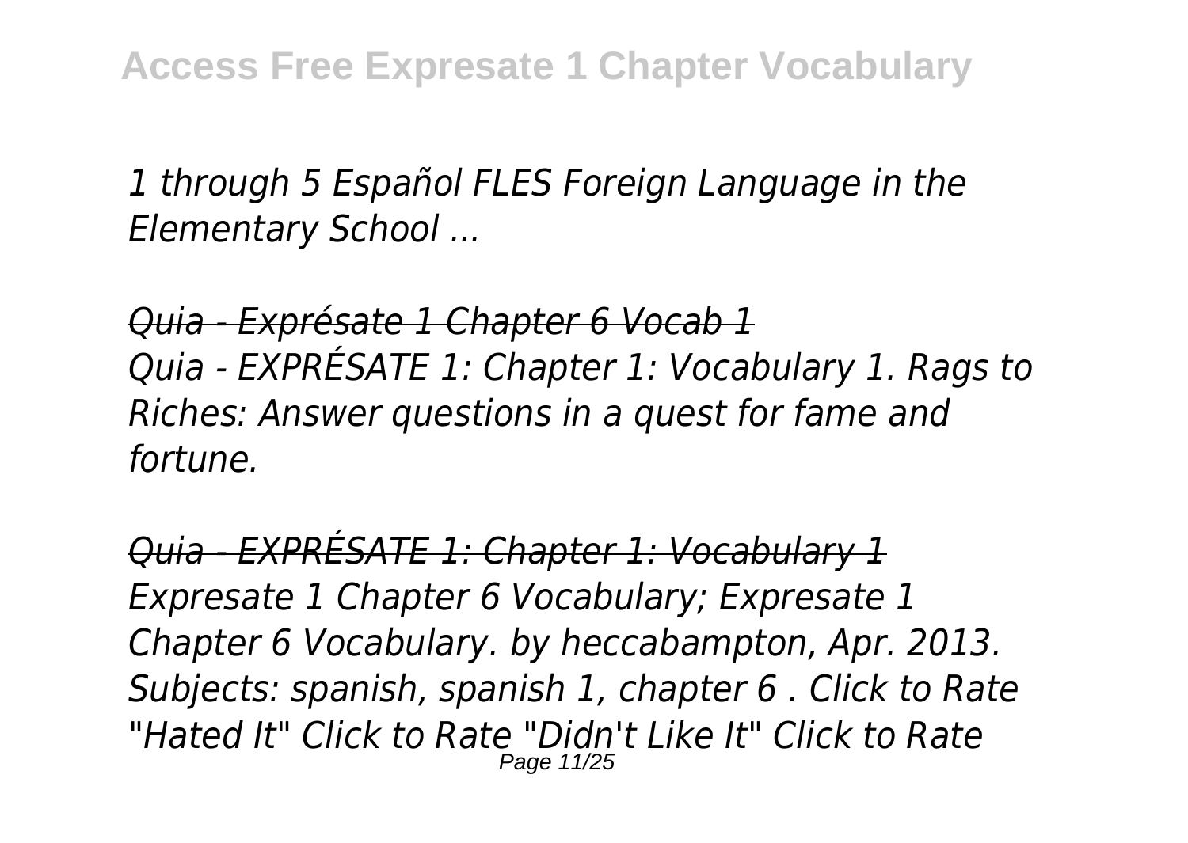*1 through 5 Español FLES Foreign Language in the Elementary School ...*

*Quia - Exprésate 1 Chapter 6 Vocab 1*

*Quia - EXPRÉSATE 1: Chapter 1: Vocabulary 1. Rags to Riches: Answer questions in a quest for fame and fortune.*

*Quia - EXPRÉSATE 1: Chapter 1: Vocabulary 1*

*Expresate 1 Chapter 6 Vocabulary; Expresate 1 Chapter 6 Vocabulary. by heccabampton, Apr. 2013. Subjects: spanish, spanish 1, chapter 6 . Click to Rate "Hated It" Click to Rate "Didn't Like It" Click to Rate*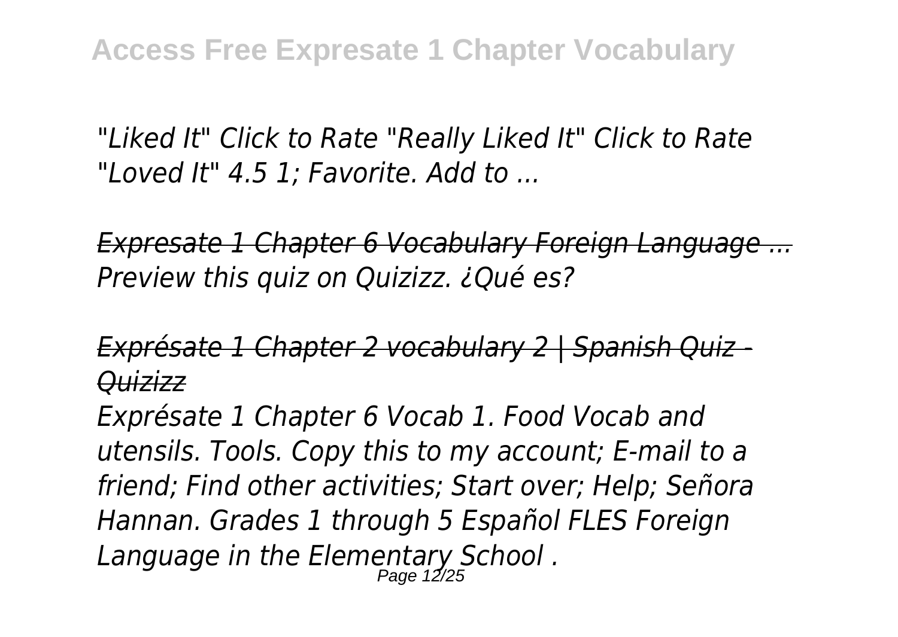*"Liked It" Click to Rate "Really Liked It" Click to Rate "Loved It" 4.5 1; Favorite. Add to ...*

*Expresate 1 Chapter 6 Vocabulary Foreign Language ...*
*Preview this quiz on Quizizz. ¿Qué es?*

*Exprésate 1 Chapter 2 vocabulary 2 | Spanish Quiz - Quizizz*

*Exprésate 1 Chapter 6 Vocab 1. Food Vocab and utensils. Tools. Copy this to my account; E-mail to a friend; Find other activities; Start over; Help; Señora Hannan. Grades 1 through 5 Español FLES Foreign Language in the Elementary School .*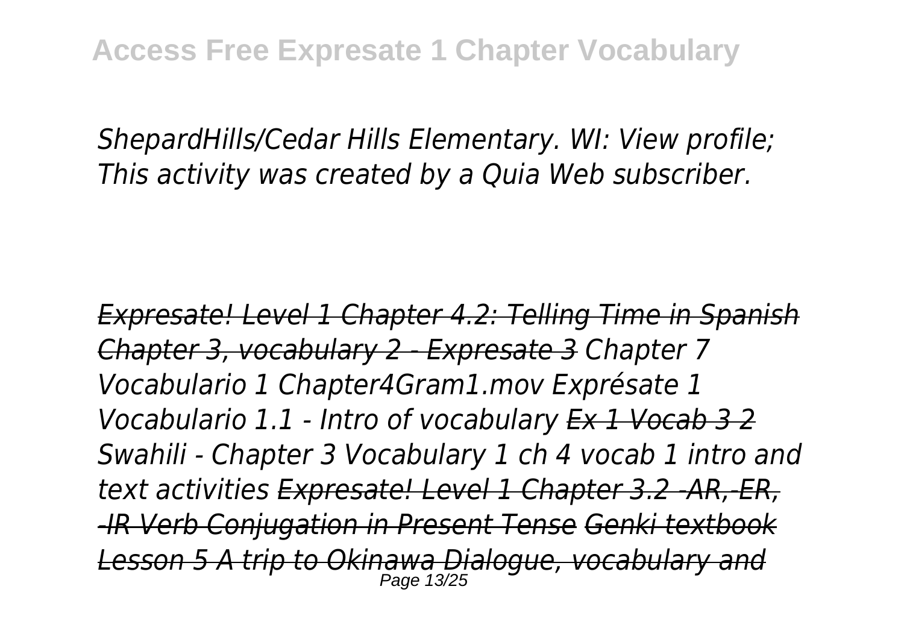*ShepardHills/Cedar Hills Elementary. WI: View profile; This activity was created by a Quia Web subscriber.*

*~~Expresate! Level 1 Chapter 4.2: Telling Time in Spanish~~ ~~Chapter 3, vocabulary 2 - Expresate 3~~ Chapter 7 Vocabulario 1 Chapter4Gram1.mov Exprésate 1 Vocabulario 1.1 - Intro of vocabulary ~~Ex 1 Vocab 3 2~~ Swahili - Chapter 3 Vocabulary 1 ch 4 vocab 1 intro and text activities ~~Expresate! Level 1 Chapter 3.2 -AR,-ER, -IR Verb Conjugation in Present Tense~~ ~~Genki textbook Lesson 5 A trip to Okinawa Dialogue, vocabulary and~~*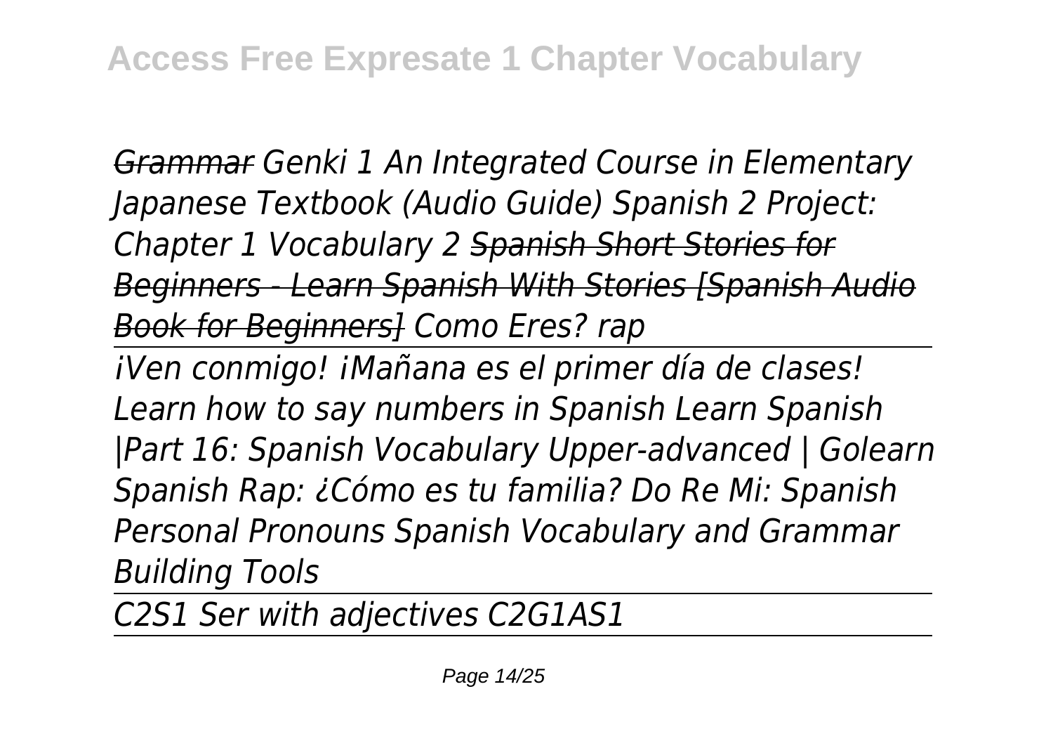*~~Grammar~~ Genki 1 An Integrated Course in Elementary Japanese Textbook (Audio Guide) Spanish 2 Project: Chapter 1 Vocabulary 2 ~~Spanish Short Stories for Beginners - Learn Spanish With Stories [Spanish Audio Book for Beginners]~~ Como Eres? rap*

---

*¡Ven conmigo! ¡Mañana es el primer día de clases! Learn how to say numbers in Spanish Learn Spanish |Part 16: Spanish Vocabulary Upper-advanced | Golearn Spanish Rap: ¿Cómo es tu familia? Do Re Mi: Spanish Personal Pronouns Spanish Vocabulary and Grammar Building Tools*

---

*C2S1 Ser with adjectives C2G1AS1*

---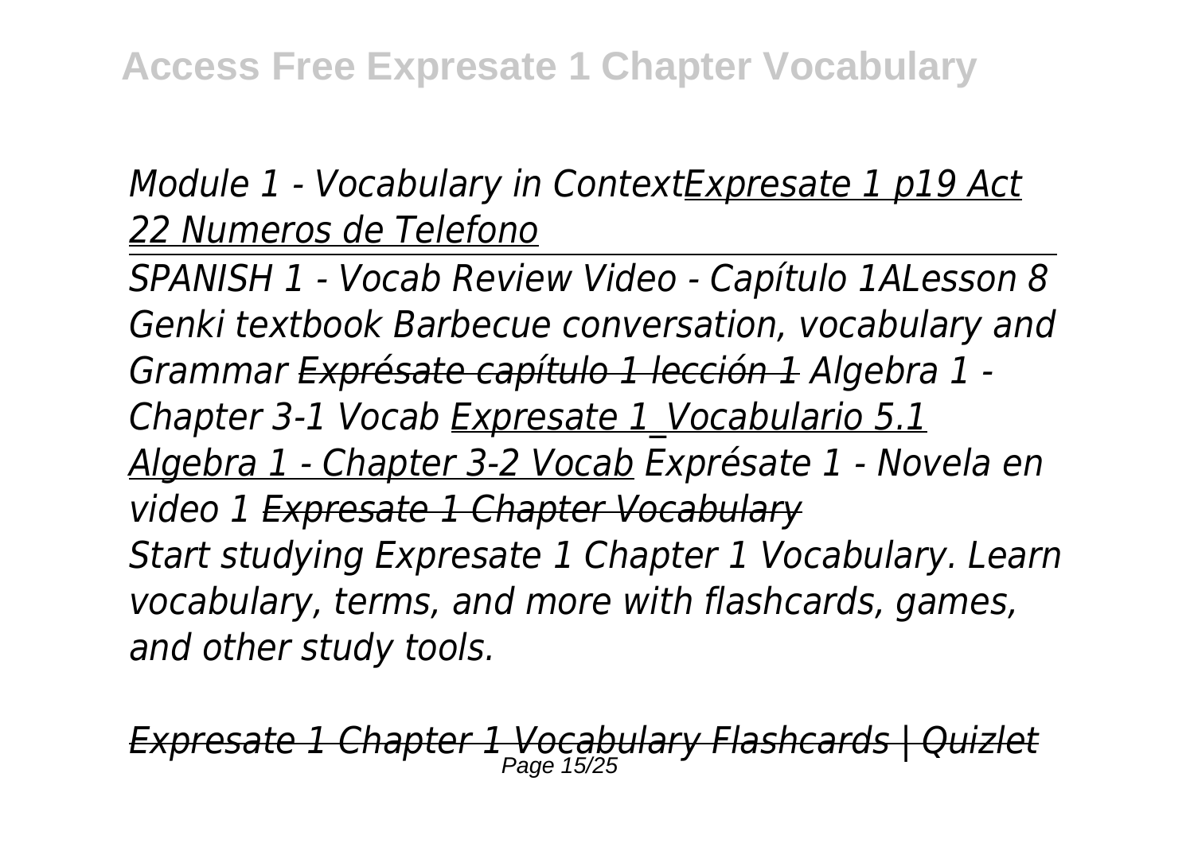*Module 1 - Vocabulary in Context*[*Expresate 1 p19 Act 22 Numeros de Telefono*]

---

*SPANISH 1 - Vocab Review Video - Capítulo 1ALesson 8 Genki textbook Barbecue conversation, vocabulary and Grammar* ~~*Exprésate capítulo 1 lección 1*~~ *Algebra 1 - Chapter 3-1 Vocab* *Expresate 1_Vocabulario 5.1* *Algebra 1 - Chapter 3-2 Vocab* *Exprésate 1 - Novela en video 1* ~~*Expresate 1 Chapter Vocabulary*~~

*Start studying Expresate 1 Chapter 1 Vocabulary. Learn vocabulary, terms, and more with flashcards, games, and other study tools.*

~~*Expresate 1 Chapter 1 Vocabulary Flashcards | Quizlet*~~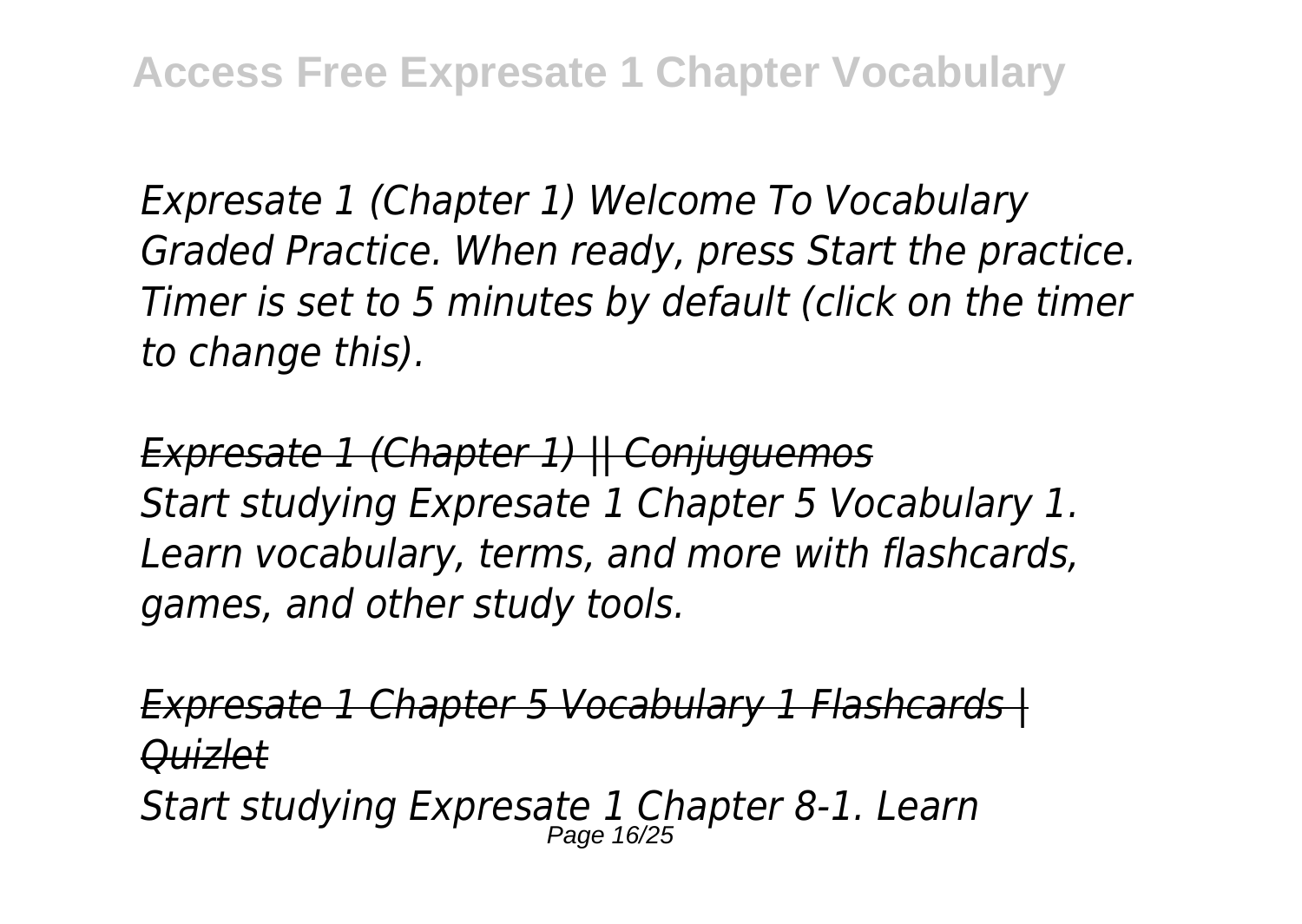*Expresate 1 (Chapter 1) Welcome To Vocabulary Graded Practice. When ready, press Start the practice. Timer is set to 5 minutes by default (click on the timer to change this).*

*Expresate 1 (Chapter 1) || Conjuguemos*

*Start studying Expresate 1 Chapter 5 Vocabulary 1. Learn vocabulary, terms, and more with flashcards, games, and other study tools.*

*Expresate 1 Chapter 5 Vocabulary 1 Flashcards | Quizlet*

*Start studying Expresate 1 Chapter 8-1. Learn*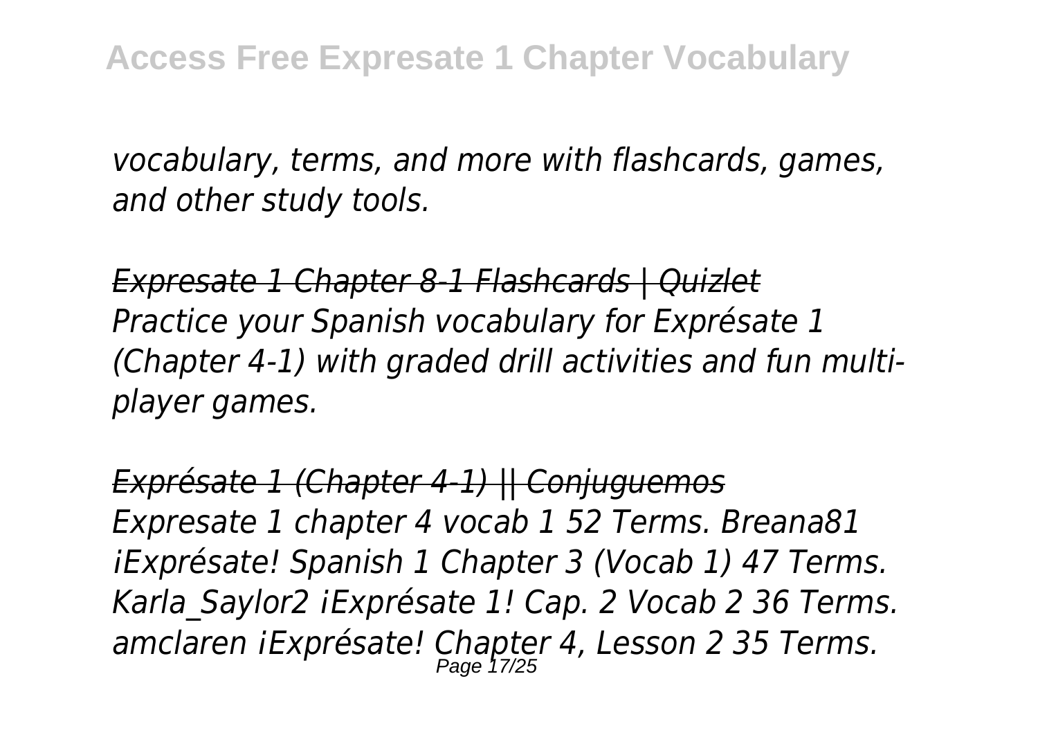*vocabulary, terms, and more with flashcards, games, and other study tools.*

*Expresate 1 Chapter 8-1 Flashcards | Quizlet*
*Practice your Spanish vocabulary for Exprésate 1 (Chapter 4-1) with graded drill activities and fun multi-player games.*

*Exprésate 1 (Chapter 4-1) || Conjuguemos*
*Expresate 1 chapter 4 vocab 1 52 Terms. Breana81 ¡Exprésate! Spanish 1 Chapter 3 (Vocab 1) 47 Terms. Karla_Saylor2 ¡Exprésate 1! Cap. 2 Vocab 2 36 Terms. amclaren ¡Exprésate! Chapter 4, Lesson 2 35 Terms.*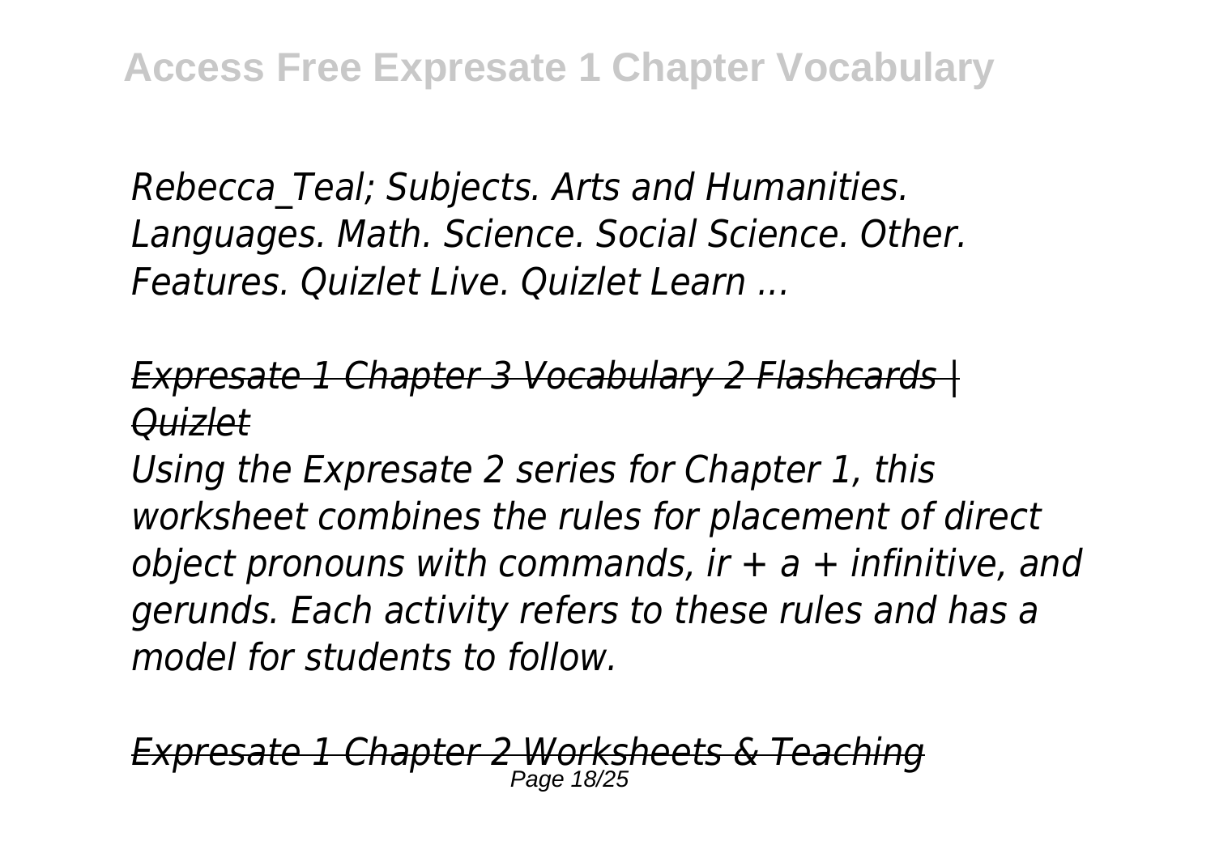*Rebecca_Teal; Subjects. Arts and Humanities. Languages. Math. Science. Social Science. Other. Features. Quizlet Live. Quizlet Learn ...*

*Expresate 1 Chapter 3 Vocabulary 2 Flashcards | Quizlet*

*Using the Expresate 2 series for Chapter 1, this worksheet combines the rules for placement of direct object pronouns with commands, ir + a + infinitive, and gerunds. Each activity refers to these rules and has a model for students to follow.*

*Expresate 1 Chapter 2 Worksheets & Teaching*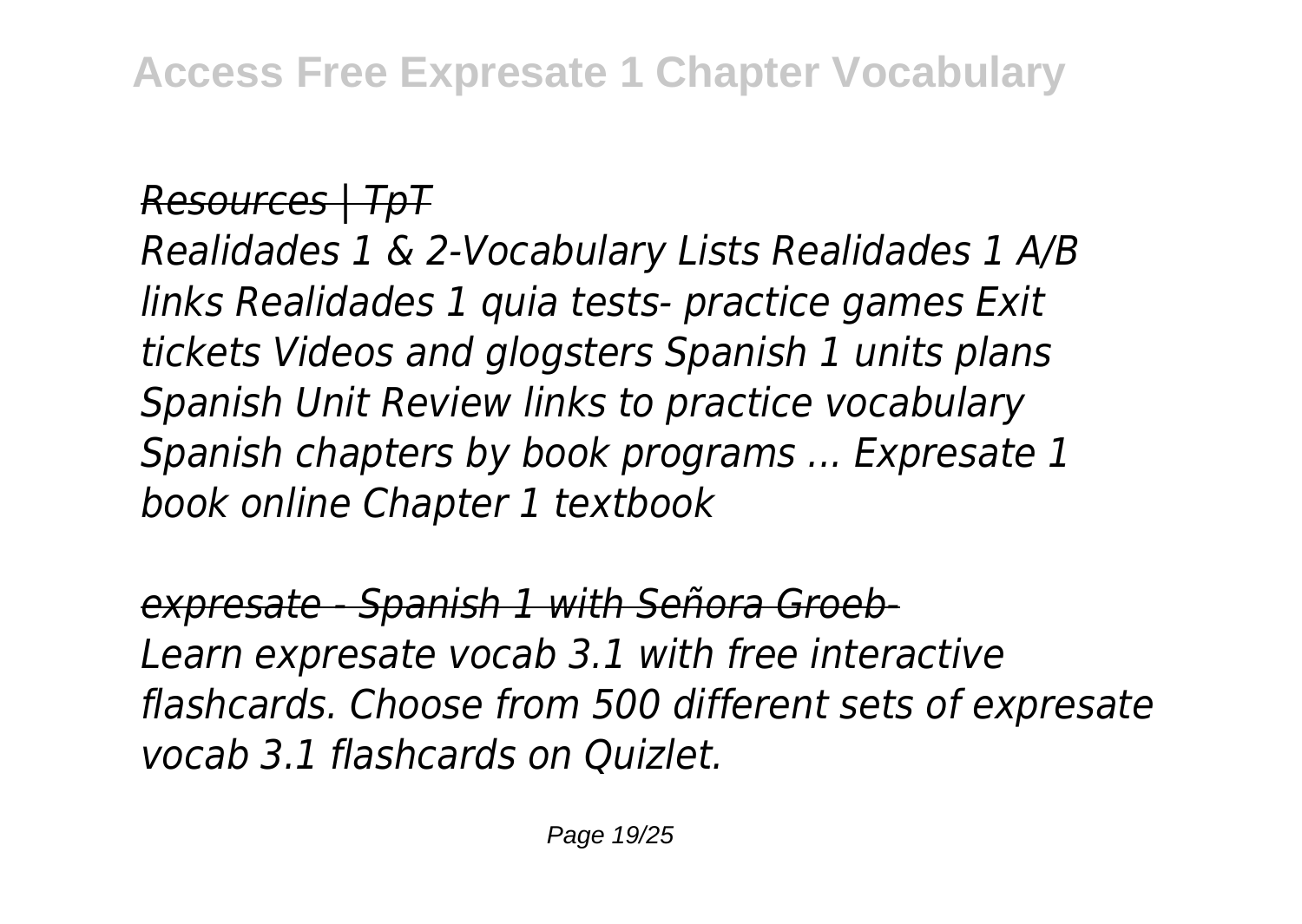*Resources | TpT*

*Realidades 1 & 2-Vocabulary Lists Realidades 1 A/B links Realidades 1 quia tests- practice games Exit tickets Videos and glogsters Spanish 1 units plans Spanish Unit Review links to practice vocabulary Spanish chapters by book programs ... Expresate 1 book online Chapter 1 textbook*

*expresate - Spanish 1 with Señora Groeb-*

*Learn expresate vocab 3.1 with free interactive flashcards. Choose from 500 different sets of expresate vocab 3.1 flashcards on Quizlet.*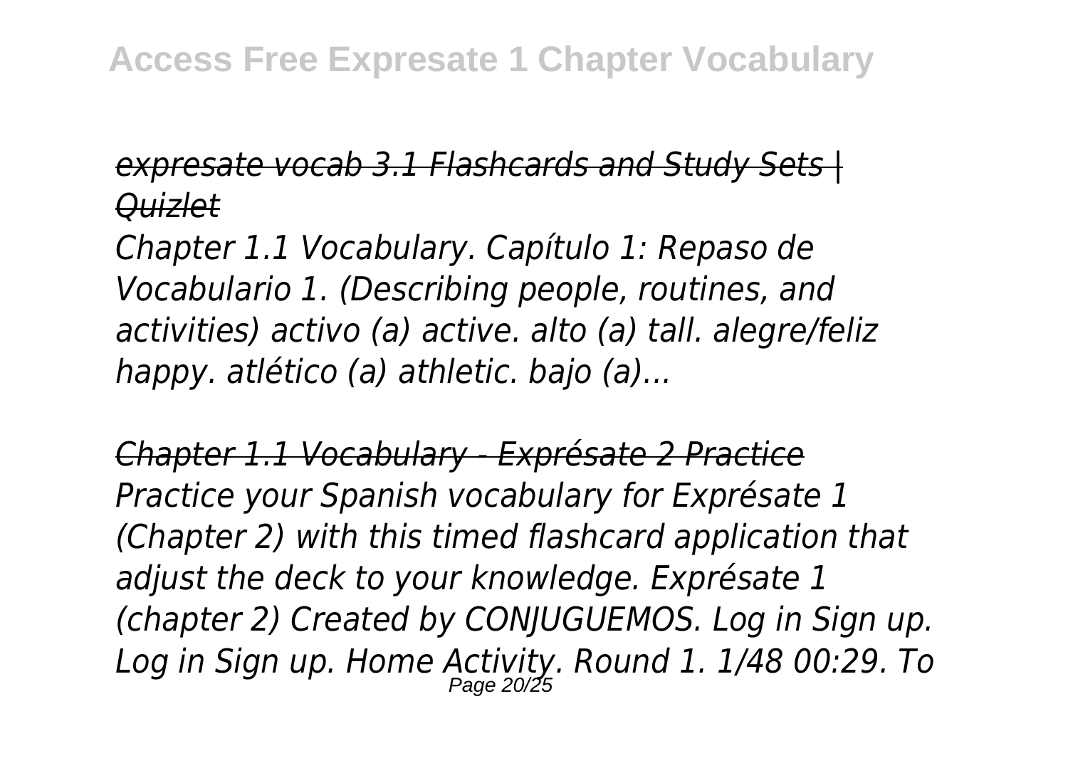*expresate vocab 3.1 Flashcards and Study Sets | Quizlet*

*Chapter 1.1 Vocabulary. Capítulo 1: Repaso de Vocabulario 1. (Describing people, routines, and activities) activo (a) active. alto (a) tall. alegre/feliz happy. atlético (a) athletic. bajo (a)...*

*Chapter 1.1 Vocabulary - Exprésate 2 Practice*

*Practice your Spanish vocabulary for Exprésate 1 (Chapter 2) with this timed flashcard application that adjust the deck to your knowledge. Exprésate 1 (chapter 2) Created by CONJUGUEMOS. Log in Sign up. Log in Sign up. Log in Sign up. Home Activity. Round 1. 1/48 00:29. To*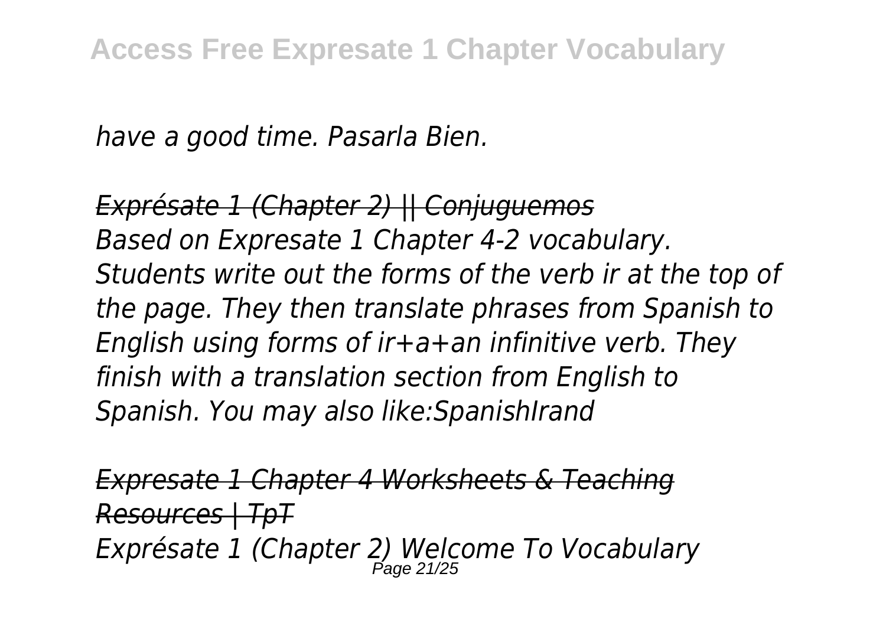*have a good time. Pasarla Bien.*

*Exprésate 1 (Chapter 2) || Conjuguemos*

*Based on Expresate 1 Chapter 4-2 vocabulary. Students write out the forms of the verb ir at the top of the page. They then translate phrases from Spanish to English using forms of ir+a+an infinitive verb. They finish with a translation section from English to Spanish. You may also like:SpanishIrand*

*Expresate 1 Chapter 4 Worksheets & Teaching Resources | TpT*

*Exprésate 1 (Chapter 2) Welcome To Vocabulary*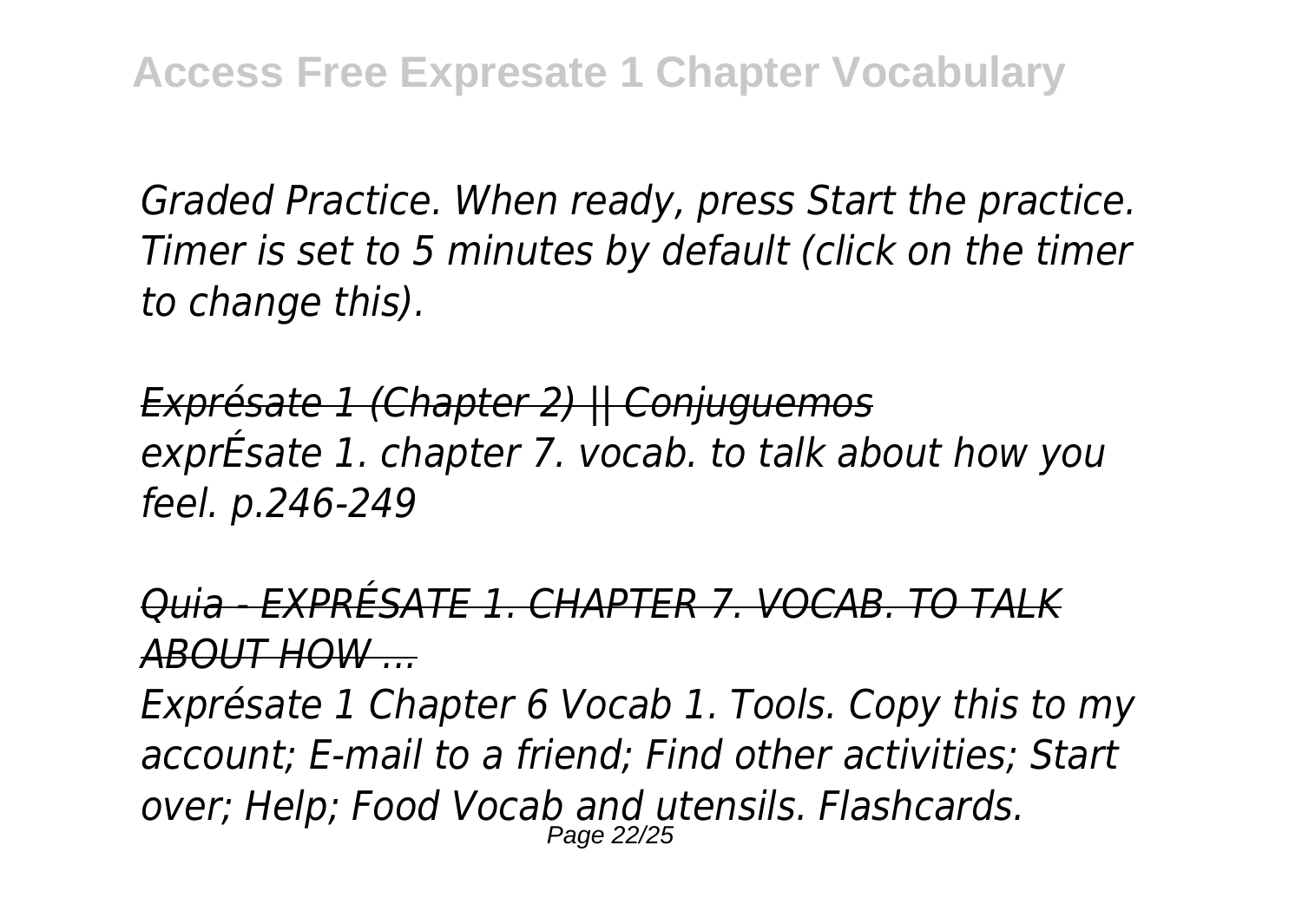*Graded Practice. When ready, press Start the practice. Timer is set to 5 minutes by default (click on the timer to change this).*

*Exprésate 1 (Chapter 2) || Conjuguemos*

*exprÉsate 1. chapter 7. vocab. to talk about how you feel. p.246-249*

*Quia - EXPRÉSATE 1. CHAPTER 7. VOCAB. TO TALK ABOUT HOW ...*

*Exprésate 1 Chapter 6 Vocab 1. Tools. Copy this to my account; E-mail to a friend; Find other activities; Start over; Help; Food Vocab and utensils. Flashcards.*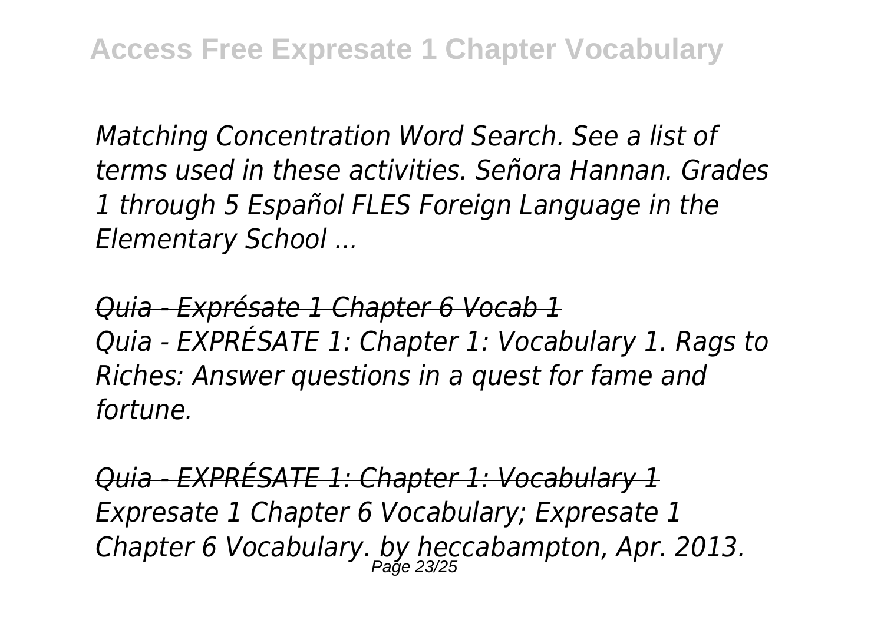*Matching Concentration Word Search. See a list of terms used in these activities. Señora Hannan. Grades 1 through 5 Español FLES Foreign Language in the Elementary School ...*

*Quia - Exprésate 1 Chapter 6 Vocab 1*

*Quia - EXPRÉSATE 1: Chapter 1: Vocabulary 1. Rags to Riches: Answer questions in a quest for fame and fortune.*

*Quia - EXPRÉSATE 1: Chapter 1: Vocabulary 1*

*Expresate 1 Chapter 6 Vocabulary; Expresate 1 Chapter 6 Vocabulary. by heccabampton, Apr. 2013.*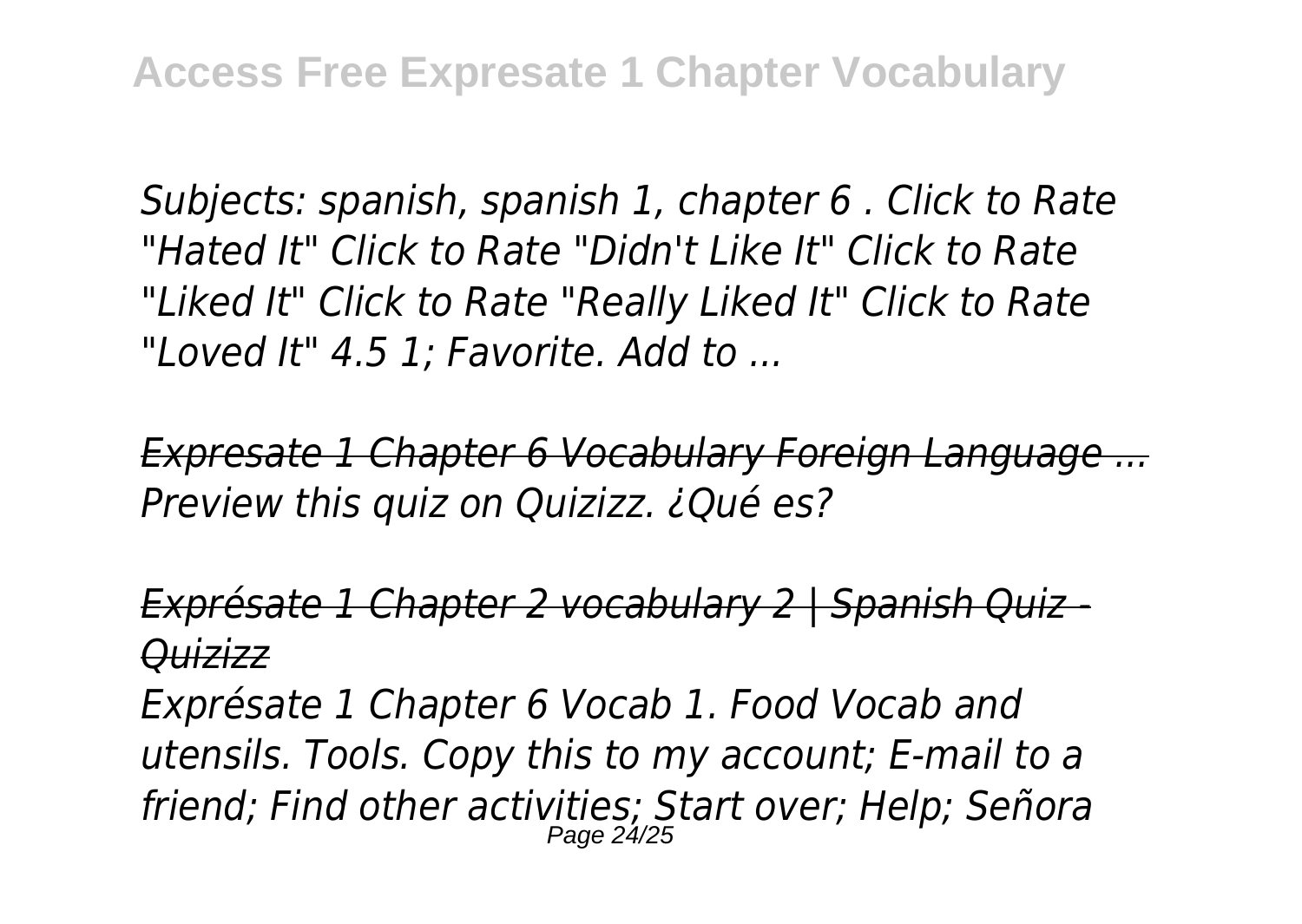*Subjects: spanish, spanish 1, chapter 6 . Click to Rate "Hated It" Click to Rate "Didn't Like It" Click to Rate "Liked It" Click to Rate "Really Liked It" Click to Rate "Loved It" 4.5 1; Favorite. Add to ...*

*~~Expresate 1 Chapter 6 Vocabulary Foreign Language ...~~*
*Preview this quiz on Quizizz. ¿Qué es?*

*~~Exprésate 1 Chapter 2 vocabulary 2 | Spanish Quiz - Quizizz~~*

*Exprésate 1 Chapter 6 Vocab 1. Food Vocab and utensils. Tools. Copy this to my account; E-mail to a friend; Find other activities; Start over; Help; Señora*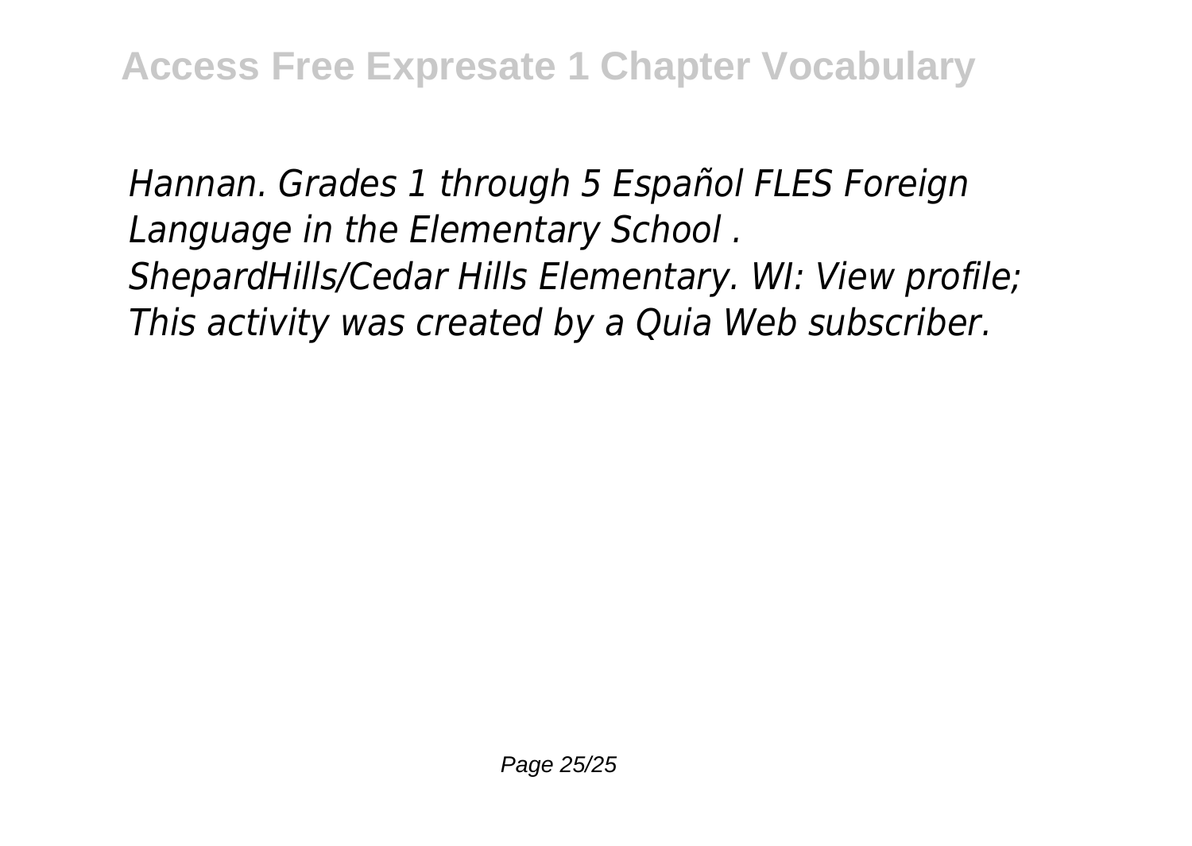*Hannan. Grades 1 through 5 Español FLES Foreign Language in the Elementary School . ShepardHills/Cedar Hills Elementary. WI: View profile; This activity was created by a Quia Web subscriber.*